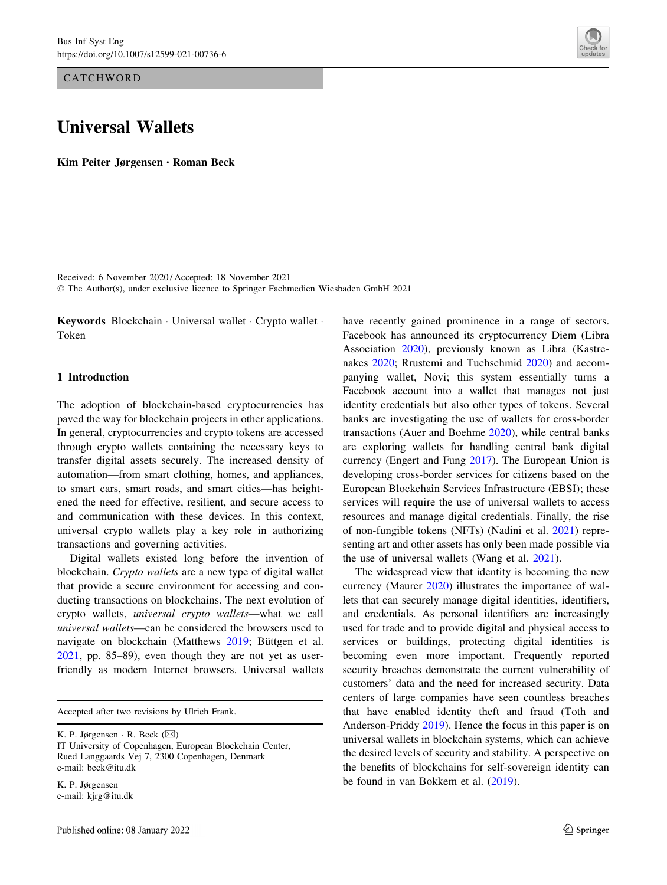CATCHWORD

# Universal Wallets

**Kim Peiter Jørgensen · Roman Beck**

Received: 6 November 2020 / Accepted: 18 November 2021
© The Author(s), under exclusive licence to Springer Fachmedien Wiesbaden GmbH 2021

**Keywords** Blockchain · Universal wallet · Crypto wallet · Token

## 1 Introduction

The adoption of blockchain-based cryptocurrencies has paved the way for blockchain projects in other applications. In general, cryptocurrencies and crypto tokens are accessed through crypto wallets containing the necessary keys to transfer digital assets securely. The increased density of automation—from smart clothing, homes, and appliances, to smart cars, smart roads, and smart cities—has heightened the need for effective, resilient, and secure access to and communication with these devices. In this context, universal crypto wallets play a key role in authorizing transactions and governing activities.

Digital wallets existed long before the invention of blockchain. *Crypto wallets* are a new type of digital wallet that provide a secure environment for accessing and conducting transactions on blockchains. The next evolution of crypto wallets, *universal crypto wallets*—what we call *universal wallets*—can be considered the browsers used to navigate on blockchain (Matthews 2019; Büttgen et al. 2021, pp. 85–89), even though they are not yet as user-friendly as modern Internet browsers. Universal wallets have recently gained prominence in a range of sectors. Facebook has announced its cryptocurrency Diem (Libra Association 2020), previously known as Libra (Kastrenakes 2020; Rrustemi and Tuchschmid 2020) and accompanying wallet, Novi; this system essentially turns a Facebook account into a wallet that manages not just identity credentials but also other types of tokens. Several banks are investigating the use of wallets for cross-border transactions (Auer and Boehme 2020), while central banks are exploring wallets for handling central bank digital currency (Engert and Fung 2017). The European Union is developing cross-border services for citizens based on the European Blockchain Services Infrastructure (EBSI); these services will require the use of universal wallets to access resources and manage digital credentials. Finally, the rise of non-fungible tokens (NFTs) (Nadini et al. 2021) representing art and other assets has only been made possible via the use of universal wallets (Wang et al. 2021).

The widespread view that identity is becoming the new currency (Maurer 2020) illustrates the importance of wallets that can securely manage digital identities, identifiers, and credentials. As personal identifiers are increasingly used for trade and to provide digital and physical access to services or buildings, protecting digital identities is becoming even more important. Frequently reported security breaches demonstrate the current vulnerability of customers' data and the need for increased security. Data centers of large companies have seen countless breaches that have enabled identity theft and fraud (Toth and Anderson-Priddy 2019). Hence the focus in this paper is on universal wallets in blockchain systems, which can achieve the desired levels of security and stability. A perspective on the benefits of blockchains for self-sovereign identity can be found in van Bokkem et al. (2019).

---

Accepted after two revisions by Ulrich Frank.

K. P. Jørgensen · R. Beck (✉)
IT University of Copenhagen, European Blockchain Center, Rued Langgaards Vej 7, 2300 Copenhagen, Denmark
e-mail: beck@itu.dk

K. P. Jørgensen
e-mail: kjrg@itu.dk

Published online: 08 January 2022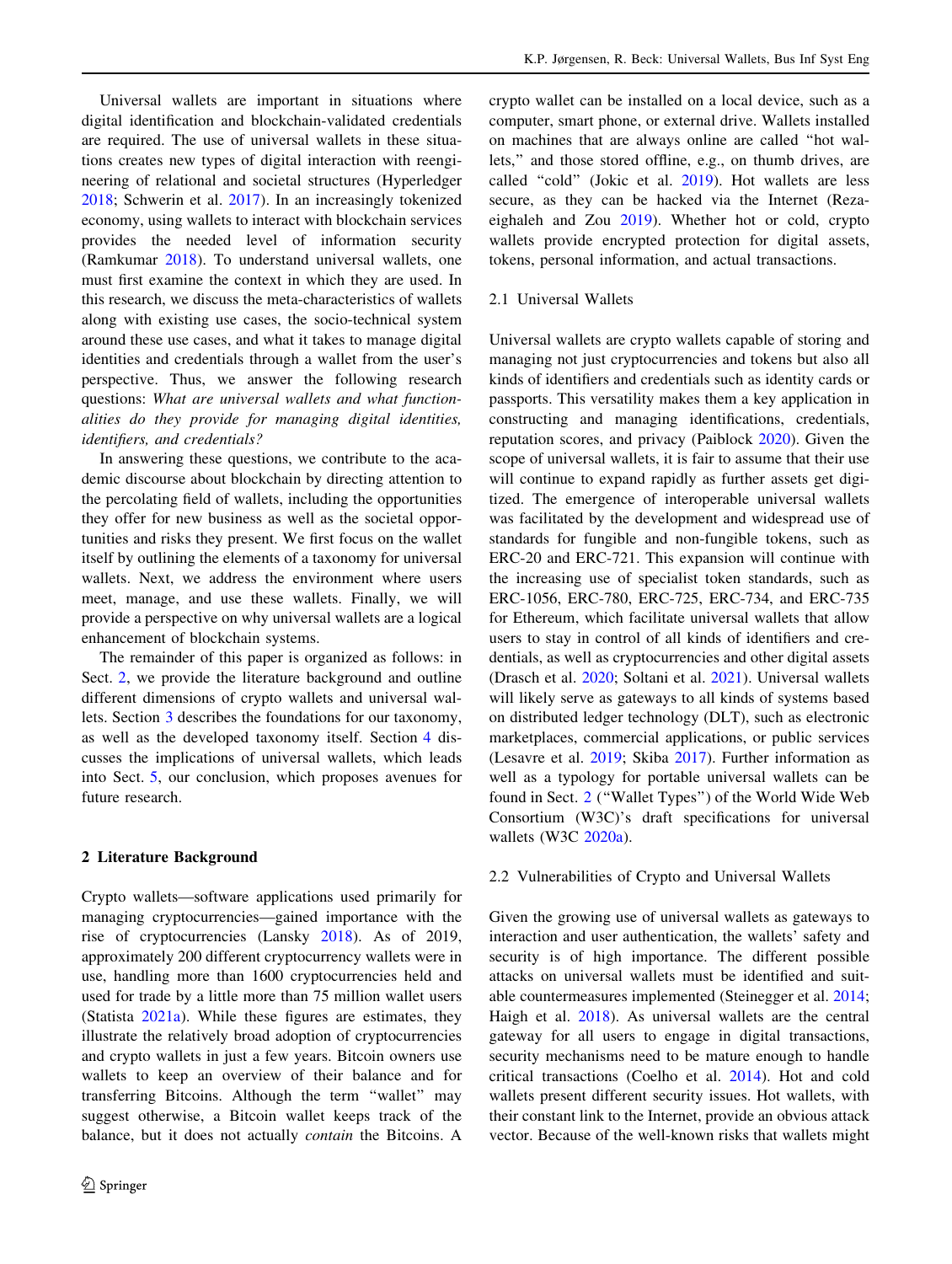Universal wallets are important in situations where digital identification and blockchain-validated credentials are required. The use of universal wallets in these situations creates new types of digital interaction with reengineering of relational and societal structures (Hyperledger 2018; Schwerin et al. 2017). In an increasingly tokenized economy, using wallets to interact with blockchain services provides the needed level of information security (Ramkumar 2018). To understand universal wallets, one must first examine the context in which they are used. In this research, we discuss the meta-characteristics of wallets along with existing use cases, the socio-technical system around these use cases, and what it takes to manage digital identities and credentials through a wallet from the user's perspective. Thus, we answer the following research questions: *What are universal wallets and what functionalities do they provide for managing digital identities, identifiers, and credentials?*

In answering these questions, we contribute to the academic discourse about blockchain by directing attention to the percolating field of wallets, including the opportunities they offer for new business as well as the societal opportunities and risks they present. We first focus on the wallet itself by outlining the elements of a taxonomy for universal wallets. Next, we address the environment where users meet, manage, and use these wallets. Finally, we will provide a perspective on why universal wallets are a logical enhancement of blockchain systems.

The remainder of this paper is organized as follows: in Sect. 2, we provide the literature background and outline different dimensions of crypto wallets and universal wallets. Section 3 describes the foundations for our taxonomy, as well as the developed taxonomy itself. Section 4 discusses the implications of universal wallets, which leads into Sect. 5, our conclusion, which proposes avenues for future research.

## 2 Literature Background

Crypto wallets—software applications used primarily for managing cryptocurrencies—gained importance with the rise of cryptocurrencies (Lansky 2018). As of 2019, approximately 200 different cryptocurrency wallets were in use, handling more than 1600 cryptocurrencies held and used for trade by a little more than 75 million wallet users (Statista 2021a). While these figures are estimates, they illustrate the relatively broad adoption of cryptocurrencies and crypto wallets in just a few years. Bitcoin owners use wallets to keep an overview of their balance and for transferring Bitcoins. Although the term "wallet" may suggest otherwise, a Bitcoin wallet keeps track of the balance, but it does not actually *contain* the Bitcoins. A crypto wallet can be installed on a local device, such as a computer, smart phone, or external drive. Wallets installed on machines that are always online are called "hot wallets," and those stored offline, e.g., on thumb drives, are called "cold" (Jokic et al. 2019). Hot wallets are less secure, as they can be hacked via the Internet (Rezaeighaleh and Zou 2019). Whether hot or cold, crypto wallets provide encrypted protection for digital assets, tokens, personal information, and actual transactions.

### 2.1 Universal Wallets

Universal wallets are crypto wallets capable of storing and managing not just cryptocurrencies and tokens but also all kinds of identifiers and credentials such as identity cards or passports. This versatility makes them a key application in constructing and managing identifications, credentials, reputation scores, and privacy (Paiblock 2020). Given the scope of universal wallets, it is fair to assume that their use will continue to expand rapidly as further assets get digitized. The emergence of interoperable universal wallets was facilitated by the development and widespread use of standards for fungible and non-fungible tokens, such as ERC-20 and ERC-721. This expansion will continue with the increasing use of specialist token standards, such as ERC-1056, ERC-780, ERC-725, ERC-734, and ERC-735 for Ethereum, which facilitate universal wallets that allow users to stay in control of all kinds of identifiers and credentials, as well as cryptocurrencies and other digital assets (Drasch et al. 2020; Soltani et al. 2021). Universal wallets will likely serve as gateways to all kinds of systems based on distributed ledger technology (DLT), such as electronic marketplaces, commercial applications, or public services (Lesavre et al. 2019; Skiba 2017). Further information as well as a typology for portable universal wallets can be found in Sect. 2 ("Wallet Types") of the World Wide Web Consortium (W3C)'s draft specifications for universal wallets (W3C 2020a).

### 2.2 Vulnerabilities of Crypto and Universal Wallets

Given the growing use of universal wallets as gateways to interaction and user authentication, the wallets' safety and security is of high importance. The different possible attacks on universal wallets must be identified and suitable countermeasures implemented (Steinegger et al. 2014; Haigh et al. 2018). As universal wallets are the central gateway for all users to engage in digital transactions, security mechanisms need to be mature enough to handle critical transactions (Coelho et al. 2014). Hot and cold wallets present different security issues. Hot wallets, with their constant link to the Internet, provide an obvious attack vector. Because of the well-known risks that wallets might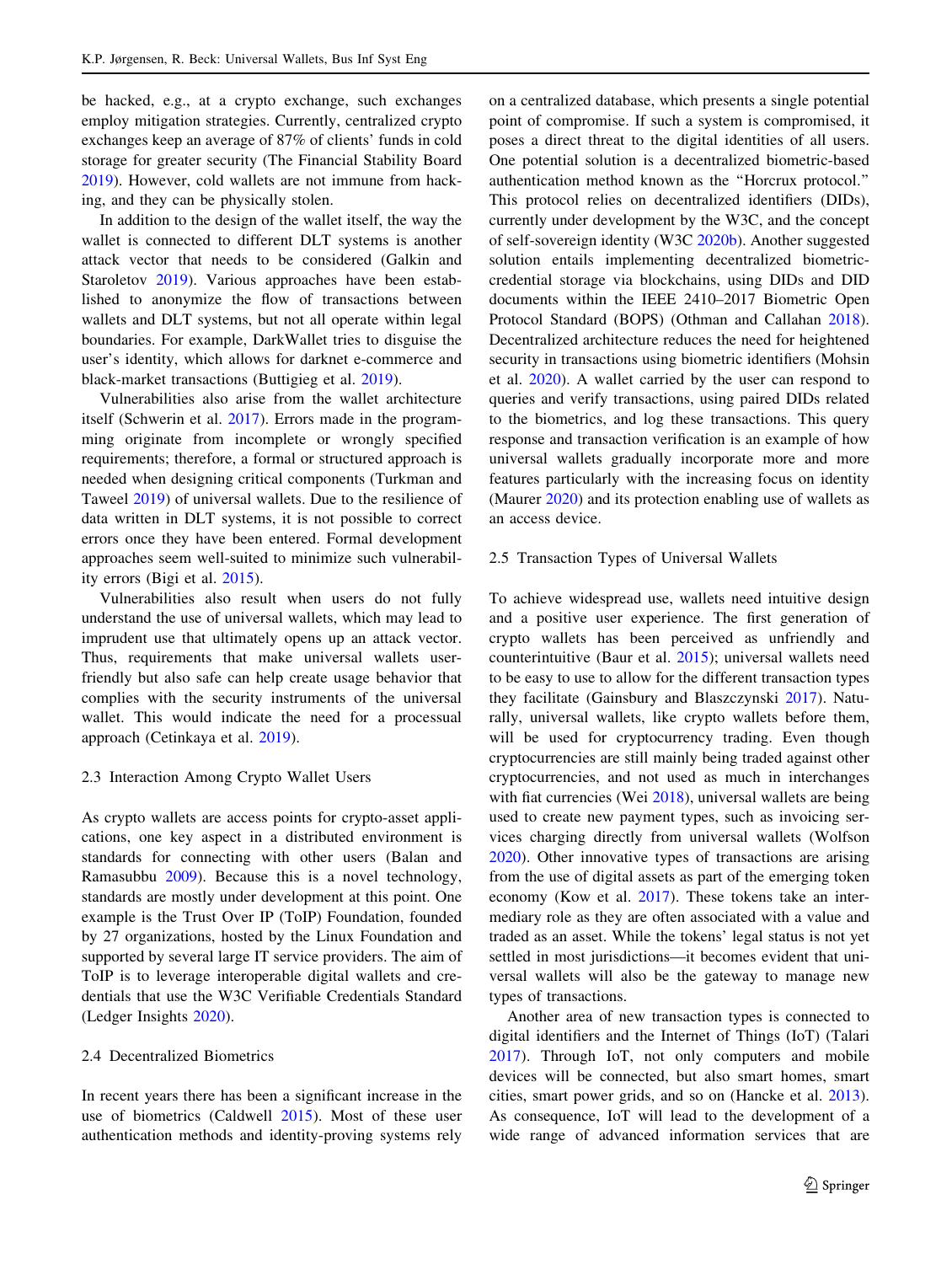be hacked, e.g., at a crypto exchange, such exchanges employ mitigation strategies. Currently, centralized crypto exchanges keep an average of 87% of clients' funds in cold storage for greater security (The Financial Stability Board 2019). However, cold wallets are not immune from hacking, and they can be physically stolen.

In addition to the design of the wallet itself, the way the wallet is connected to different DLT systems is another attack vector that needs to be considered (Galkin and Staroletov 2019). Various approaches have been established to anonymize the flow of transactions between wallets and DLT systems, but not all operate within legal boundaries. For example, DarkWallet tries to disguise the user's identity, which allows for darknet e-commerce and black-market transactions (Buttigieg et al. 2019).

Vulnerabilities also arise from the wallet architecture itself (Schwerin et al. 2017). Errors made in the programming originate from incomplete or wrongly specified requirements; therefore, a formal or structured approach is needed when designing critical components (Turkman and Taweel 2019) of universal wallets. Due to the resilience of data written in DLT systems, it is not possible to correct errors once they have been entered. Formal development approaches seem well-suited to minimize such vulnerability errors (Bigi et al. 2015).

Vulnerabilities also result when users do not fully understand the use of universal wallets, which may lead to imprudent use that ultimately opens up an attack vector. Thus, requirements that make universal wallets user-friendly but also safe can help create usage behavior that complies with the security instruments of the universal wallet. This would indicate the need for a processual approach (Cetinkaya et al. 2019).

### 2.3 Interaction Among Crypto Wallet Users

As crypto wallets are access points for crypto-asset applications, one key aspect in a distributed environment is standards for connecting with other users (Balan and Ramasubbu 2009). Because this is a novel technology, standards are mostly under development at this point. One example is the Trust Over IP (ToIP) Foundation, founded by 27 organizations, hosted by the Linux Foundation and supported by several large IT service providers. The aim of ToIP is to leverage interoperable digital wallets and credentials that use the W3C Verifiable Credentials Standard (Ledger Insights 2020).

### 2.4 Decentralized Biometrics

In recent years there has been a significant increase in the use of biometrics (Caldwell 2015). Most of these user authentication methods and identity-proving systems rely on a centralized database, which presents a single potential point of compromise. If such a system is compromised, it poses a direct threat to the digital identities of all users. One potential solution is a decentralized biometric-based authentication method known as the "Horcrux protocol." This protocol relies on decentralized identifiers (DIDs), currently under development by the W3C, and the concept of self-sovereign identity (W3C 2020b). Another suggested solution entails implementing decentralized biometric-credential storage via blockchains, using DIDs and DID documents within the IEEE 2410–2017 Biometric Open Protocol Standard (BOPS) (Othman and Callahan 2018). Decentralized architecture reduces the need for heightened security in transactions using biometric identifiers (Mohsin et al. 2020). A wallet carried by the user can respond to queries and verify transactions, using paired DIDs related to the biometrics, and log these transactions. This query response and transaction verification is an example of how universal wallets gradually incorporate more and more features particularly with the increasing focus on identity (Maurer 2020) and its protection enabling use of wallets as an access device.

### 2.5 Transaction Types of Universal Wallets

To achieve widespread use, wallets need intuitive design and a positive user experience. The first generation of crypto wallets has been perceived as unfriendly and counterintuitive (Baur et al. 2015); universal wallets need to be easy to use to allow for the different transaction types they facilitate (Gainsbury and Blaszczynski 2017). Naturally, universal wallets, like crypto wallets before them, will be used for cryptocurrency trading. Even though cryptocurrencies are still mainly being traded against other cryptocurrencies, and not used as much in interchanges with fiat currencies (Wei 2018), universal wallets are being used to create new payment types, such as invoicing services charging directly from universal wallets (Wolfson 2020). Other innovative types of transactions are arising from the use of digital assets as part of the emerging token economy (Kow et al. 2017). These tokens take an intermediary role as they are often associated with a value and traded as an asset. While the tokens' legal status is not yet settled in most jurisdictions—it becomes evident that universal wallets will also be the gateway to manage new types of transactions.

Another area of new transaction types is connected to digital identifiers and the Internet of Things (IoT) (Talari 2017). Through IoT, not only computers and mobile devices will be connected, but also smart homes, smart cities, smart power grids, and so on (Hancke et al. 2013). As consequence, IoT will lead to the development of a wide range of advanced information services that are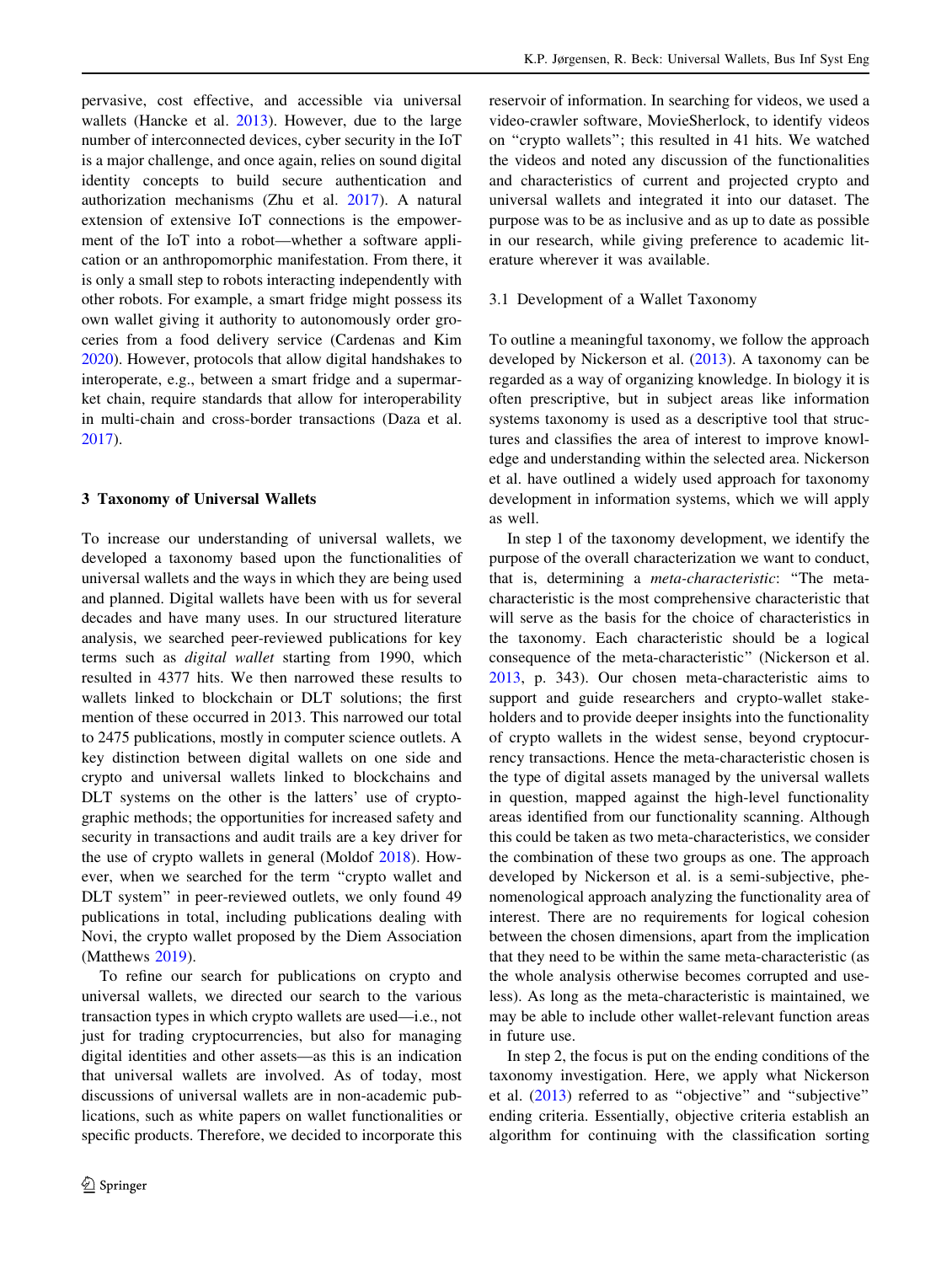pervasive, cost effective, and accessible via universal wallets (Hancke et al. 2013). However, due to the large number of interconnected devices, cyber security in the IoT is a major challenge, and once again, relies on sound digital identity concepts to build secure authentication and authorization mechanisms (Zhu et al. 2017). A natural extension of extensive IoT connections is the empowerment of the IoT into a robot—whether a software application or an anthropomorphic manifestation. From there, it is only a small step to robots interacting independently with other robots. For example, a smart fridge might possess its own wallet giving it authority to autonomously order groceries from a food delivery service (Cardenas and Kim 2020). However, protocols that allow digital handshakes to interoperate, e.g., between a smart fridge and a supermarket chain, require standards that allow for interoperability in multi-chain and cross-border transactions (Daza et al. 2017).

## 3 Taxonomy of Universal Wallets

To increase our understanding of universal wallets, we developed a taxonomy based upon the functionalities of universal wallets and the ways in which they are being used and planned. Digital wallets have been with us for several decades and have many uses. In our structured literature analysis, we searched peer-reviewed publications for key terms such as *digital wallet* starting from 1990, which resulted in 4377 hits. We then narrowed these results to wallets linked to blockchain or DLT solutions; the first mention of these occurred in 2013. This narrowed our total to 2475 publications, mostly in computer science outlets. A key distinction between digital wallets on one side and crypto and universal wallets linked to blockchains and DLT systems on the other is the latters' use of cryptographic methods; the opportunities for increased safety and security in transactions and audit trails are a key driver for the use of crypto wallets in general (Moldof 2018). However, when we searched for the term "crypto wallet and DLT system" in peer-reviewed outlets, we only found 49 publications in total, including publications dealing with Novi, the crypto wallet proposed by the Diem Association (Matthews 2019).

To refine our search for publications on crypto and universal wallets, we directed our search to the various transaction types in which crypto wallets are used—i.e., not just for trading cryptocurrencies, but also for managing digital identities and other assets—as this is an indication that universal wallets are involved. As of today, most discussions of universal wallets are in non-academic publications, such as white papers on wallet functionalities or specific products. Therefore, we decided to incorporate this reservoir of information. In searching for videos, we used a video-crawler software, MovieSherlock, to identify videos on "crypto wallets"; this resulted in 41 hits. We watched the videos and noted any discussion of the functionalities and characteristics of current and projected crypto and universal wallets and integrated it into our dataset. The purpose was to be as inclusive and as up to date as possible in our research, while giving preference to academic literature wherever it was available.

### 3.1 Development of a Wallet Taxonomy

To outline a meaningful taxonomy, we follow the approach developed by Nickerson et al. (2013). A taxonomy can be regarded as a way of organizing knowledge. In biology it is often prescriptive, but in subject areas like information systems taxonomy is used as a descriptive tool that structures and classifies the area of interest to improve knowledge and understanding within the selected area. Nickerson et al. have outlined a widely used approach for taxonomy development in information systems, which we will apply as well.

In step 1 of the taxonomy development, we identify the purpose of the overall characterization we want to conduct, that is, determining a *meta-characteristic*: "The meta-characteristic is the most comprehensive characteristic that will serve as the basis for the choice of characteristics in the taxonomy. Each characteristic should be a logical consequence of the meta-characteristic" (Nickerson et al. 2013, p. 343). Our chosen meta-characteristic aims to support and guide researchers and crypto-wallet stakeholders and to provide deeper insights into the functionality of crypto wallets in the widest sense, beyond cryptocurrency transactions. Hence the meta-characteristic chosen is the type of digital assets managed by the universal wallets in question, mapped against the high-level functionality areas identified from our functionality scanning. Although this could be taken as two meta-characteristics, we consider the combination of these two groups as one. The approach developed by Nickerson et al. is a semi-subjective, phenomenological approach analyzing the functionality area of interest. There are no requirements for logical cohesion between the chosen dimensions, apart from the implication that they need to be within the same meta-characteristic (as the whole analysis otherwise becomes corrupted and useless). As long as the meta-characteristic is maintained, we may be able to include other wallet-relevant function areas in future use.

In step 2, the focus is put on the ending conditions of the taxonomy investigation. Here, we apply what Nickerson et al. (2013) referred to as "objective" and "subjective" ending criteria. Essentially, objective criteria establish an algorithm for continuing with the classification sorting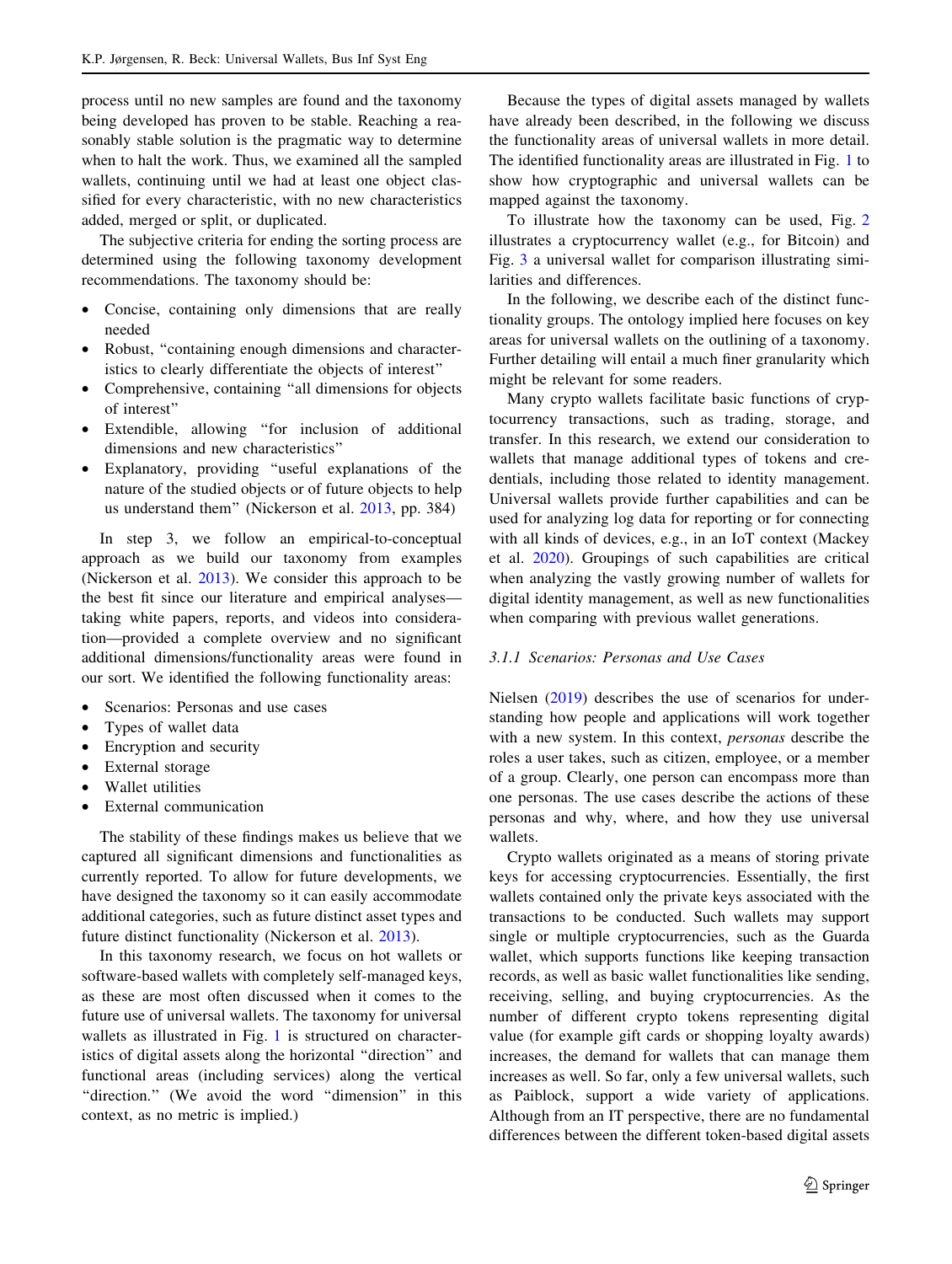process until no new samples are found and the taxonomy being developed has proven to be stable. Reaching a reasonably stable solution is the pragmatic way to determine when to halt the work. Thus, we examined all the sampled wallets, continuing until we had at least one object classified for every characteristic, with no new characteristics added, merged or split, or duplicated.

The subjective criteria for ending the sorting process are determined using the following taxonomy development recommendations. The taxonomy should be:

- Concise, containing only dimensions that are really needed
- Robust, "containing enough dimensions and characteristics to clearly differentiate the objects of interest"
- Comprehensive, containing "all dimensions for objects of interest"
- Extendible, allowing "for inclusion of additional dimensions and new characteristics"
- Explanatory, providing "useful explanations of the nature of the studied objects or of future objects to help us understand them" (Nickerson et al. 2013, pp. 384)

In step 3, we follow an empirical-to-conceptual approach as we build our taxonomy from examples (Nickerson et al. 2013). We consider this approach to be the best fit since our literature and empirical analyses—taking white papers, reports, and videos into consideration—provided a complete overview and no significant additional dimensions/functionality areas were found in our sort. We identified the following functionality areas:

- Scenarios: Personas and use cases
- Types of wallet data
- Encryption and security
- External storage
- Wallet utilities
- External communication

The stability of these findings makes us believe that we captured all significant dimensions and functionalities as currently reported. To allow for future developments, we have designed the taxonomy so it can easily accommodate additional categories, such as future distinct asset types and future distinct functionality (Nickerson et al. 2013).

In this taxonomy research, we focus on hot wallets or software-based wallets with completely self-managed keys, as these are most often discussed when it comes to the future use of universal wallets. The taxonomy for universal wallets as illustrated in Fig. 1 is structured on characteristics of digital assets along the horizontal "direction" and functional areas (including services) along the vertical "direction." (We avoid the word "dimension" in this context, as no metric is implied.)

Because the types of digital assets managed by wallets have already been described, in the following we discuss the functionality areas of universal wallets in more detail. The identified functionality areas are illustrated in Fig. 1 to show how cryptographic and universal wallets can be mapped against the taxonomy.

To illustrate how the taxonomy can be used, Fig. 2 illustrates a cryptocurrency wallet (e.g., for Bitcoin) and Fig. 3 a universal wallet for comparison illustrating similarities and differences.

In the following, we describe each of the distinct functionality groups. The ontology implied here focuses on key areas for universal wallets on the outlining of a taxonomy. Further detailing will entail a much finer granularity which might be relevant for some readers.

Many crypto wallets facilitate basic functions of cryptocurrency transactions, such as trading, storage, and transfer. In this research, we extend our consideration to wallets that manage additional types of tokens and credentials, including those related to identity management. Universal wallets provide further capabilities and can be used for analyzing log data for reporting or for connecting with all kinds of devices, e.g., in an IoT context (Mackey et al. 2020). Groupings of such capabilities are critical when analyzing the vastly growing number of wallets for digital identity management, as well as new functionalities when comparing with previous wallet generations.

### 3.1.1 Scenarios: Personas and Use Cases

Nielsen (2019) describes the use of scenarios for understanding how people and applications will work together with a new system. In this context, *personas* describe the roles a user takes, such as citizen, employee, or a member of a group. Clearly, one person can encompass more than one personas. The use cases describe the actions of these personas and why, where, and how they use universal wallets.

Crypto wallets originated as a means of storing private keys for accessing cryptocurrencies. Essentially, the first wallets contained only the private keys associated with the transactions to be conducted. Such wallets may support single or multiple cryptocurrencies, such as the Guarda wallet, which supports functions like keeping transaction records, as well as basic wallet functionalities like sending, receiving, selling, and buying cryptocurrencies. As the number of different crypto tokens representing digital value (for example gift cards or shopping loyalty awards) increases, the demand for wallets that can manage them increases as well. So far, only a few universal wallets, such as Paiblock, support a wide variety of applications. Although from an IT perspective, there are no fundamental differences between the different token-based digital assets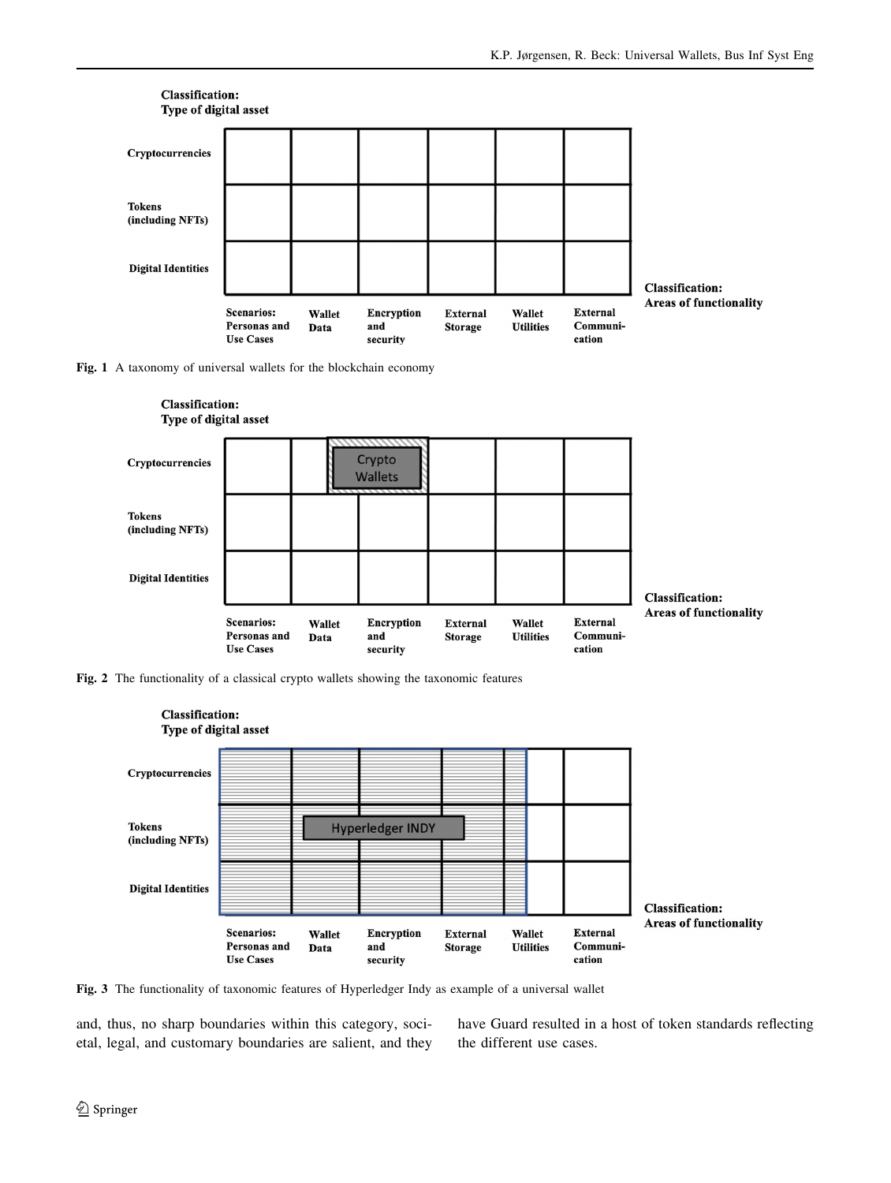Fig. 1 A taxonomy of universal wallets for the blockchain economy

Fig. 2 The functionality of a classical crypto wallets showing the taxonomic features

Fig. 3 The functionality of taxonomic features of Hyperledger Indy as example of a universal wallet

and, thus, no sharp boundaries within this category, societal, legal, and customary boundaries are salient, and they have Guard resulted in a host of token standards reflecting the different use cases.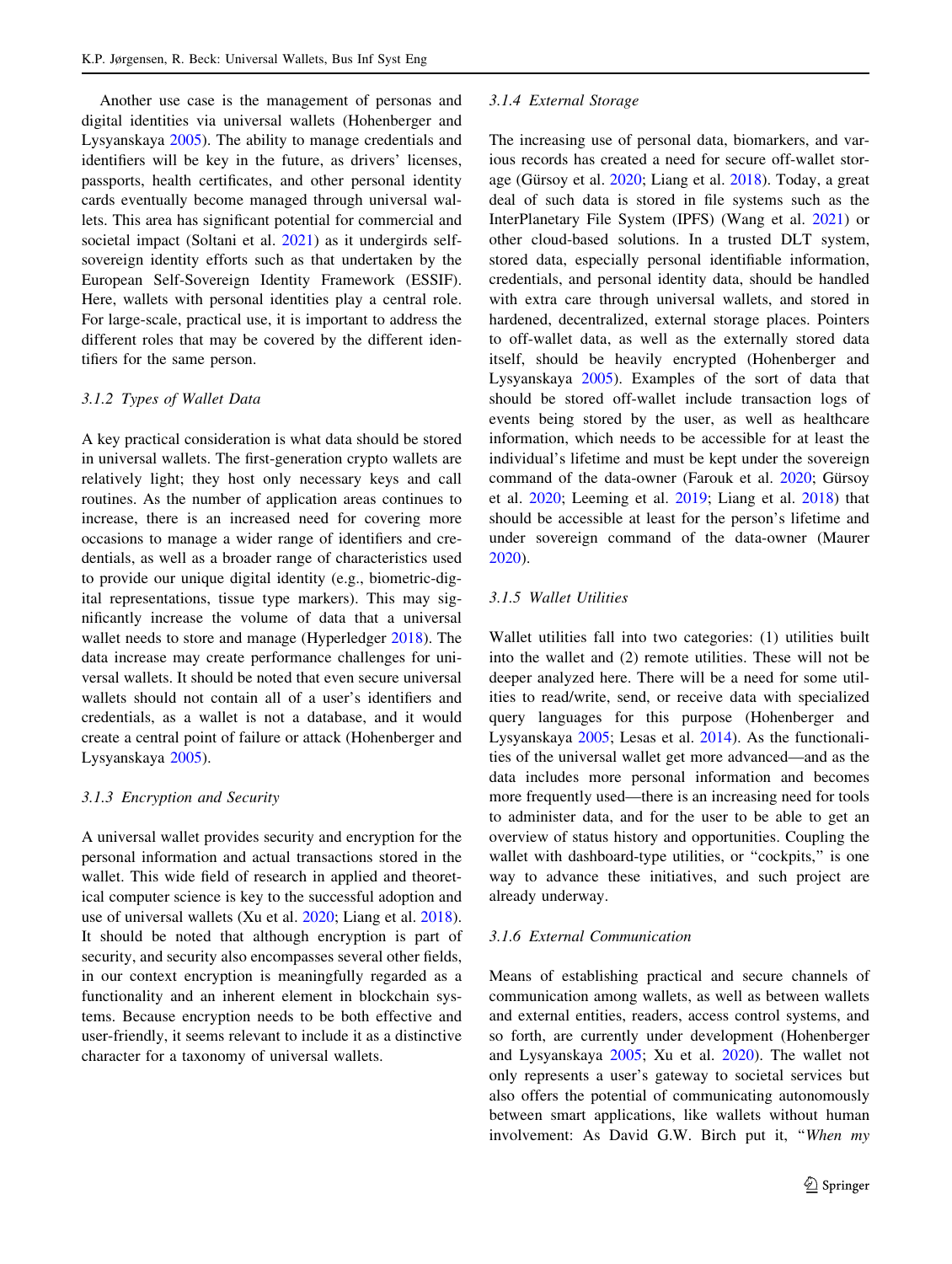Another use case is the management of personas and digital identities via universal wallets (Hohenberger and Lysyanskaya 2005). The ability to manage credentials and identifiers will be key in the future, as drivers' licenses, passports, health certificates, and other personal identity cards eventually become managed through universal wallets. This area has significant potential for commercial and societal impact (Soltani et al. 2021) as it undergirds self-sovereign identity efforts such as that undertaken by the European Self-Sovereign Identity Framework (ESSIF). Here, wallets with personal identities play a central role. For large-scale, practical use, it is important to address the different roles that may be covered by the different identifiers for the same person.

#### 3.1.2 Types of Wallet Data

A key practical consideration is what data should be stored in universal wallets. The first-generation crypto wallets are relatively light; they host only necessary keys and call routines. As the number of application areas continues to increase, there is an increased need for covering more occasions to manage a wider range of identifiers and credentials, as well as a broader range of characteristics used to provide our unique digital identity (e.g., biometric-digital representations, tissue type markers). This may significantly increase the volume of data that a universal wallet needs to store and manage (Hyperledger 2018). The data increase may create performance challenges for universal wallets. It should be noted that even secure universal wallets should not contain all of a user's identifiers and credentials, as a wallet is not a database, and it would create a central point of failure or attack (Hohenberger and Lysyanskaya 2005).

#### 3.1.3 Encryption and Security

A universal wallet provides security and encryption for the personal information and actual transactions stored in the wallet. This wide field of research in applied and theoretical computer science is key to the successful adoption and use of universal wallets (Xu et al. 2020; Liang et al. 2018). It should be noted that although encryption is part of security, and security also encompasses several other fields, in our context encryption is meaningfully regarded as a functionality and an inherent element in blockchain systems. Because encryption needs to be both effective and user-friendly, it seems relevant to include it as a distinctive character for a taxonomy of universal wallets.

#### 3.1.4 External Storage

The increasing use of personal data, biomarkers, and various records has created a need for secure off-wallet storage (Gürsoy et al. 2020; Liang et al. 2018). Today, a great deal of such data is stored in file systems such as the InterPlanetary File System (IPFS) (Wang et al. 2021) or other cloud-based solutions. In a trusted DLT system, stored data, especially personal identifiable information, credentials, and personal identity data, should be handled with extra care through universal wallets, and stored in hardened, decentralized, external storage places. Pointers to off-wallet data, as well as the externally stored data itself, should be heavily encrypted (Hohenberger and Lysyanskaya 2005). Examples of the sort of data that should be stored off-wallet include transaction logs of events being stored by the user, as well as healthcare information, which needs to be accessible for at least the individual's lifetime and must be kept under the sovereign command of the data-owner (Farouk et al. 2020; Gürsoy et al. 2020; Leeming et al. 2019; Liang et al. 2018) that should be accessible at least for the person's lifetime and under sovereign command of the data-owner (Maurer 2020).

#### 3.1.5 Wallet Utilities

Wallet utilities fall into two categories: (1) utilities built into the wallet and (2) remote utilities. These will not be deeper analyzed here. There will be a need for some utilities to read/write, send, or receive data with specialized query languages for this purpose (Hohenberger and Lysyanskaya 2005; Lesas et al. 2014). As the functionalities of the universal wallet get more advanced—and as the data includes more personal information and becomes more frequently used—there is an increasing need for tools to administer data, and for the user to be able to get an overview of status history and opportunities. Coupling the wallet with dashboard-type utilities, or "cockpits," is one way to advance these initiatives, and such project are already underway.

#### 3.1.6 External Communication

Means of establishing practical and secure channels of communication among wallets, as well as between wallets and external entities, readers, access control systems, and so forth, are currently under development (Hohenberger and Lysyanskaya 2005; Xu et al. 2020). The wallet not only represents a user's gateway to societal services but also offers the potential of communicating autonomously between smart applications, like wallets without human involvement: As David G.W. Birch put it, "*When my*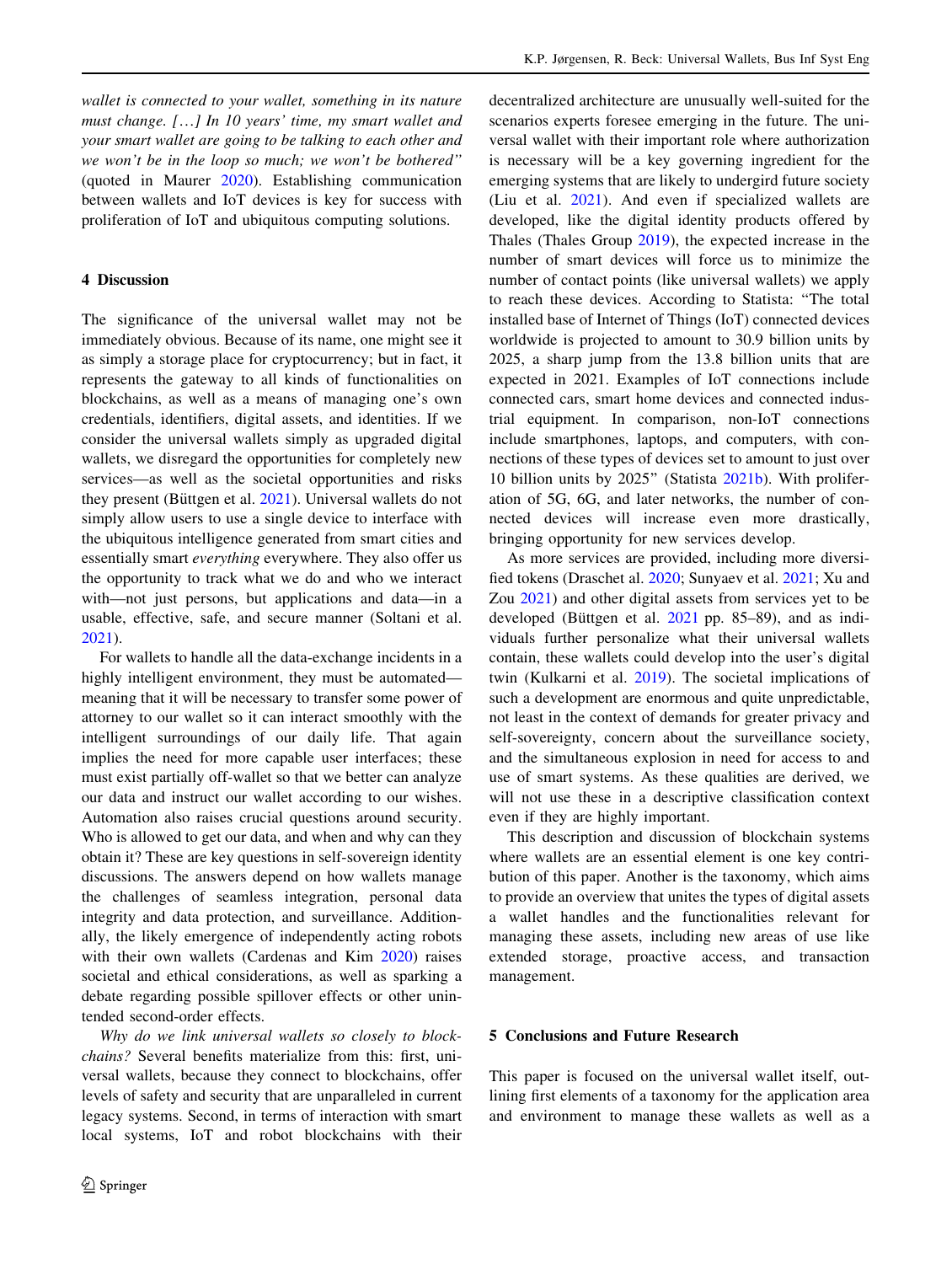*wallet is connected to your wallet, something in its nature must change. […] In 10 years' time, my smart wallet and your smart wallet are going to be talking to each other and we won't be in the loop so much; we won't be bothered"* (quoted in Maurer 2020). Establishing communication between wallets and IoT devices is key for success with proliferation of IoT and ubiquitous computing solutions.

## 4 Discussion

The significance of the universal wallet may not be immediately obvious. Because of its name, one might see it as simply a storage place for cryptocurrency; but in fact, it represents the gateway to all kinds of functionalities on blockchains, as well as a means of managing one's own credentials, identifiers, digital assets, and identities. If we consider the universal wallets simply as upgraded digital wallets, we disregard the opportunities for completely new services—as well as the societal opportunities and risks they present (Büttgen et al. 2021). Universal wallets do not simply allow users to use a single device to interface with the ubiquitous intelligence generated from smart cities and essentially smart *everything* everywhere. They also offer us the opportunity to track what we do and who we interact with—not just persons, but applications and data—in a usable, effective, safe, and secure manner (Soltani et al. 2021).

For wallets to handle all the data-exchange incidents in a highly intelligent environment, they must be automated—meaning that it will be necessary to transfer some power of attorney to our wallet so it can interact smoothly with the intelligent surroundings of our daily life. That again implies the need for more capable user interfaces; these must exist partially off-wallet so that we better can analyze our data and instruct our wallet according to our wishes. Automation also raises crucial questions around security. Who is allowed to get our data, and when and why can they obtain it? These are key questions in self-sovereign identity discussions. The answers depend on how wallets manage the challenges of seamless integration, personal data integrity and data protection, and surveillance. Additionally, the likely emergence of independently acting robots with their own wallets (Cardenas and Kim 2020) raises societal and ethical considerations, as well as sparking a debate regarding possible spillover effects or other unintended second-order effects.

*Why do we link universal wallets so closely to blockchains?* Several benefits materialize from this: first, universal wallets, because they connect to blockchains, offer levels of safety and security that are unparalleled in current legacy systems. Second, in terms of interaction with smart local systems, IoT and robot blockchains with their decentralized architecture are unusually well-suited for the scenarios experts foresee emerging in the future. The universal wallet with their important role where authorization is necessary will be a key governing ingredient for the emerging systems that are likely to undergird future society (Liu et al. 2021). And even if specialized wallets are developed, like the digital identity products offered by Thales (Thales Group 2019), the expected increase in the number of smart devices will force us to minimize the number of contact points (like universal wallets) we apply to reach these devices. According to Statista: "The total installed base of Internet of Things (IoT) connected devices worldwide is projected to amount to 30.9 billion units by 2025, a sharp jump from the 13.8 billion units that are expected in 2021. Examples of IoT connections include connected cars, smart home devices and connected industrial equipment. In comparison, non-IoT connections include smartphones, laptops, and computers, with connections of these types of devices set to amount to just over 10 billion units by 2025" (Statista 2021b). With proliferation of 5G, 6G, and later networks, the number of connected devices will increase even more drastically, bringing opportunity for new services develop.

As more services are provided, including more diversified tokens (Draschet al. 2020; Sunyaev et al. 2021; Xu and Zou 2021) and other digital assets from services yet to be developed (Büttgen et al. 2021 pp. 85–89), and as individuals further personalize what their universal wallets contain, these wallets could develop into the user's digital twin (Kulkarni et al. 2019). The societal implications of such a development are enormous and quite unpredictable, not least in the context of demands for greater privacy and self-sovereignty, concern about the surveillance society, and the simultaneous explosion in need for access to and use of smart systems. As these qualities are derived, we will not use these in a descriptive classification context even if they are highly important.

This description and discussion of blockchain systems where wallets are an essential element is one key contribution of this paper. Another is the taxonomy, which aims to provide an overview that unites the types of digital assets a wallet handles and the functionalities relevant for managing these assets, including new areas of use like extended storage, proactive access, and transaction management.

## 5 Conclusions and Future Research

This paper is focused on the universal wallet itself, outlining first elements of a taxonomy for the application area and environment to manage these wallets as well as a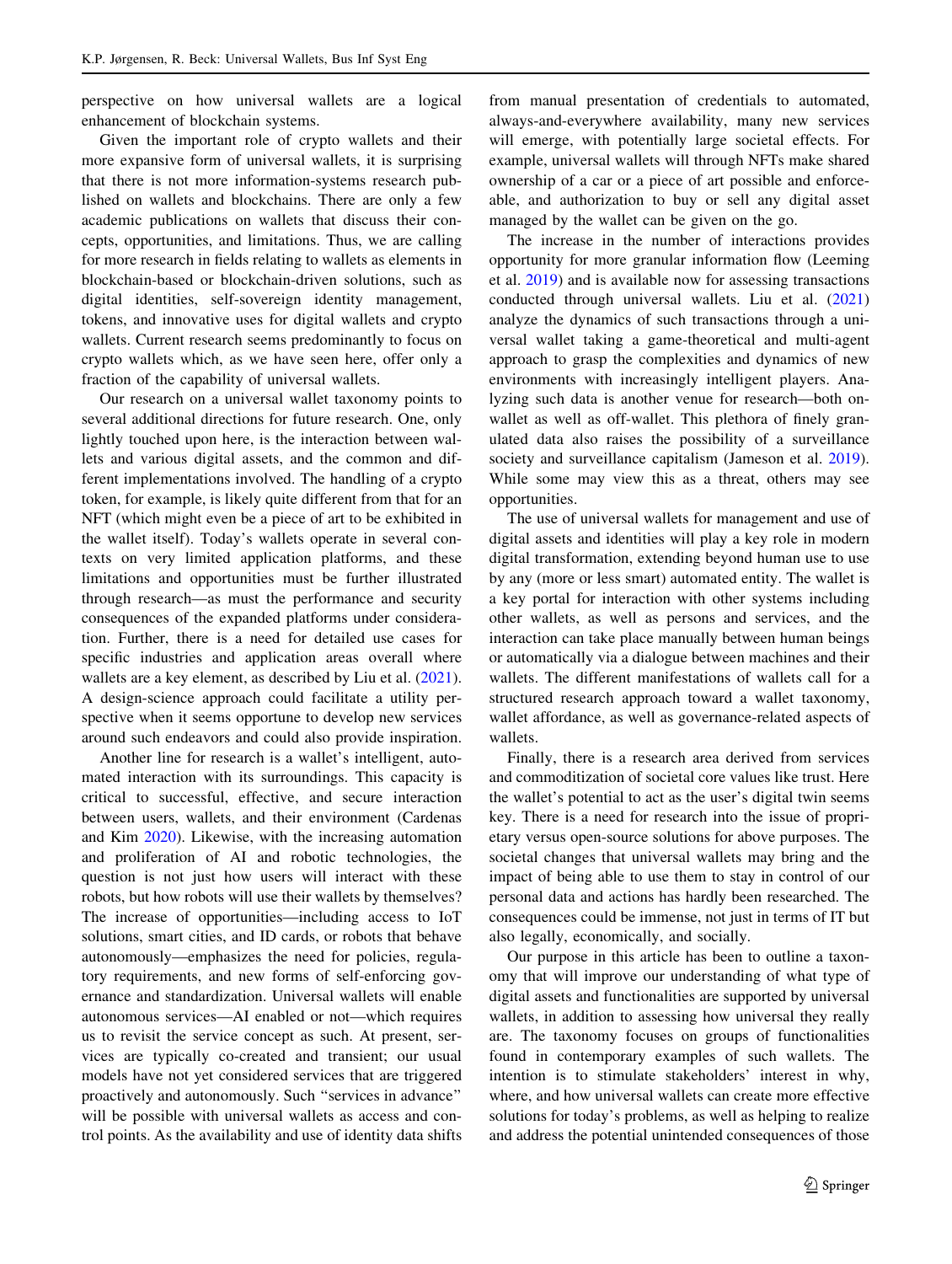perspective on how universal wallets are a logical enhancement of blockchain systems.

Given the important role of crypto wallets and their more expansive form of universal wallets, it is surprising that there is not more information-systems research published on wallets and blockchains. There are only a few academic publications on wallets that discuss their concepts, opportunities, and limitations. Thus, we are calling for more research in fields relating to wallets as elements in blockchain-based or blockchain-driven solutions, such as digital identities, self-sovereign identity management, tokens, and innovative uses for digital wallets and crypto wallets. Current research seems predominantly to focus on crypto wallets which, as we have seen here, offer only a fraction of the capability of universal wallets.

Our research on a universal wallet taxonomy points to several additional directions for future research. One, only lightly touched upon here, is the interaction between wallets and various digital assets, and the common and different implementations involved. The handling of a crypto token, for example, is likely quite different from that for an NFT (which might even be a piece of art to be exhibited in the wallet itself). Today's wallets operate in several contexts on very limited application platforms, and these limitations and opportunities must be further illustrated through research—as must the performance and security consequences of the expanded platforms under consideration. Further, there is a need for detailed use cases for specific industries and application areas overall where wallets are a key element, as described by Liu et al. (2021). A design-science approach could facilitate a utility perspective when it seems opportune to develop new services around such endeavors and could also provide inspiration.

Another line for research is a wallet's intelligent, automated interaction with its surroundings. This capacity is critical to successful, effective, and secure interaction between users, wallets, and their environment (Cardenas and Kim 2020). Likewise, with the increasing automation and proliferation of AI and robotic technologies, the question is not just how users will interact with these robots, but how robots will use their wallets by themselves? The increase of opportunities—including access to IoT solutions, smart cities, and ID cards, or robots that behave autonomously—emphasizes the need for policies, regulatory requirements, and new forms of self-enforcing governance and standardization. Universal wallets will enable autonomous services—AI enabled or not—which requires us to revisit the service concept as such. At present, services are typically co-created and transient; our usual models have not yet considered services that are triggered proactively and autonomously. Such "services in advance" will be possible with universal wallets as access and control points. As the availability and use of identity data shifts from manual presentation of credentials to automated, always-and-everywhere availability, many new services will emerge, with potentially large societal effects. For example, universal wallets will through NFTs make shared ownership of a car or a piece of art possible and enforceable, and authorization to buy or sell any digital asset managed by the wallet can be given on the go.

The increase in the number of interactions provides opportunity for more granular information flow (Leeming et al. 2019) and is available now for assessing transactions conducted through universal wallets. Liu et al. (2021) analyze the dynamics of such transactions through a universal wallet taking a game-theoretical and multi-agent approach to grasp the complexities and dynamics of new environments with increasingly intelligent players. Analyzing such data is another venue for research—both on-wallet as well as off-wallet. This plethora of finely granulated data also raises the possibility of a surveillance society and surveillance capitalism (Jameson et al. 2019). While some may view this as a threat, others may see opportunities.

The use of universal wallets for management and use of digital assets and identities will play a key role in modern digital transformation, extending beyond human use to use by any (more or less smart) automated entity. The wallet is a key portal for interaction with other systems including other wallets, as well as persons and services, and the interaction can take place manually between human beings or automatically via a dialogue between machines and their wallets. The different manifestations of wallets call for a structured research approach toward a wallet taxonomy, wallet affordance, as well as governance-related aspects of wallets.

Finally, there is a research area derived from services and commoditization of societal core values like trust. Here the wallet's potential to act as the user's digital twin seems key. There is a need for research into the issue of proprietary versus open-source solutions for above purposes. The societal changes that universal wallets may bring and the impact of being able to use them to stay in control of our personal data and actions has hardly been researched. The consequences could be immense, not just in terms of IT but also legally, economically, and socially.

Our purpose in this article has been to outline a taxonomy that will improve our understanding of what type of digital assets and functionalities are supported by universal wallets, in addition to assessing how universal they really are. The taxonomy focuses on groups of functionalities found in contemporary examples of such wallets. The intention is to stimulate stakeholders' interest in why, where, and how universal wallets can create more effective solutions for today's problems, as well as helping to realize and address the potential unintended consequences of those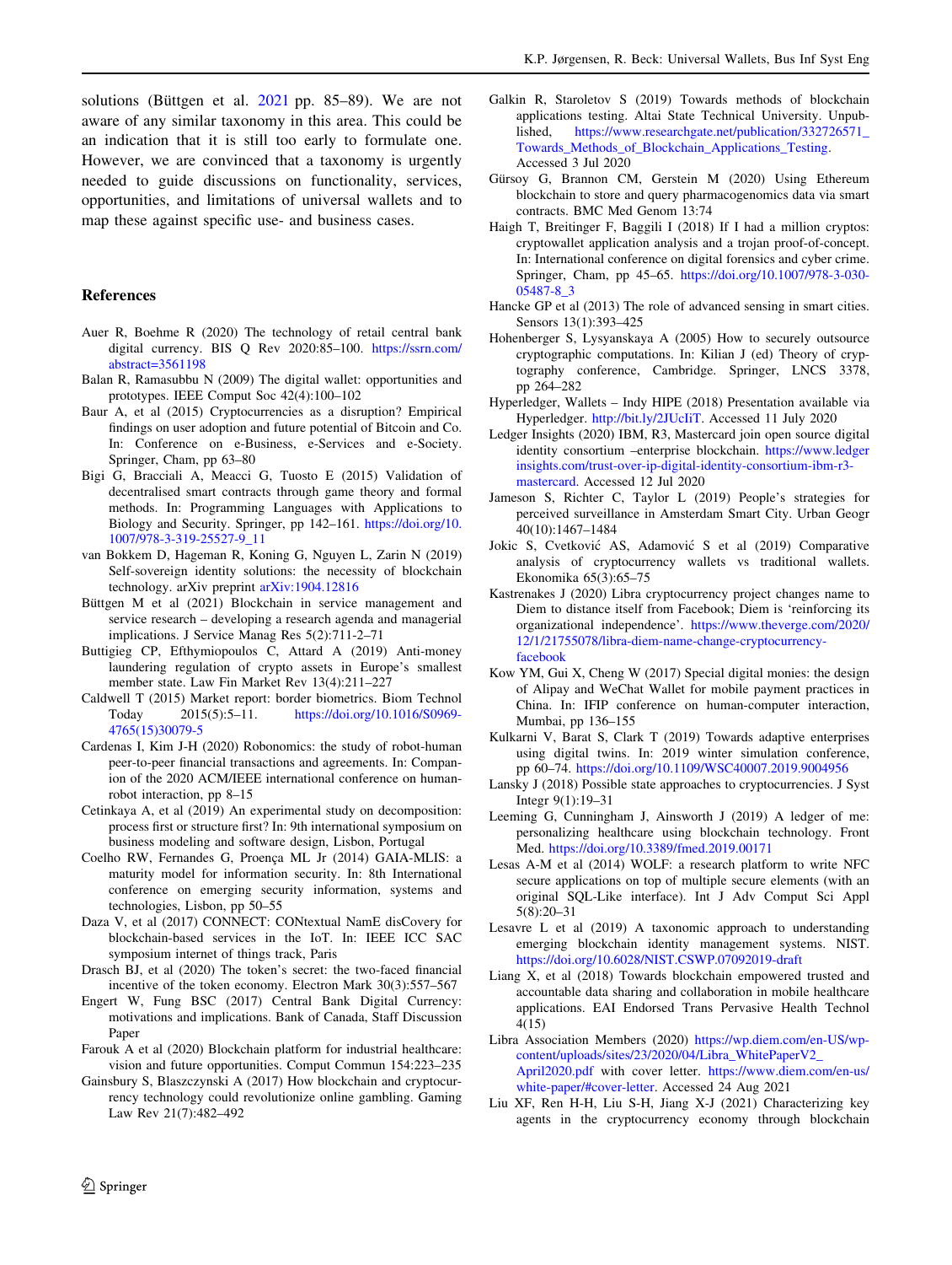solutions (Büttgen et al. 2021 pp. 85–89). We are not aware of any similar taxonomy in this area. This could be an indication that it is still too early to formulate one. However, we are convinced that a taxonomy is urgently needed to guide discussions on functionality, services, opportunities, and limitations of universal wallets and to map these against specific use- and business cases.

## References

Auer R, Boehme R (2020) The technology of retail central bank digital currency. BIS Q Rev 2020:85–100. https://ssrn.com/abstract=3561198

Balan R, Ramasubbu N (2009) The digital wallet: opportunities and prototypes. IEEE Comput Soc 42(4):100–102

Baur A, et al (2015) Cryptocurrencies as a disruption? Empirical findings on user adoption and future potential of Bitcoin and Co. In: Conference on e-Business, e-Services and e-Society. Springer, Cham, pp 63–80

Bigi G, Bracciali A, Meacci G, Tuosto E (2015) Validation of decentralised smart contracts through game theory and formal methods. In: Programming Languages with Applications to Biology and Security. Springer, pp 142–161. https://doi.org/10.1007/978-3-319-25527-9_11

van Bokkem D, Hageman R, Koning G, Nguyen L, Zarin N (2019) Self-sovereign identity solutions: the necessity of blockchain technology. arXiv preprint arXiv:1904.12816

Büttgen M et al (2021) Blockchain in service management and service research – developing a research agenda and managerial implications. J Service Manag Res 5(2):711-2–71

Buttigieg CP, Efthymiopoulos C, Attard A (2019) Anti-money laundering regulation of crypto assets in Europe's smallest member state. Law Fin Market Rev 13(4):211–227

Caldwell T (2015) Market report: border biometrics. Biom Technol Today 2015(5):5–11. https://doi.org/10.1016/S0969-4765(15)30079-5

Cardenas I, Kim J-H (2020) Robonomics: the study of robot-human peer-to-peer financial transactions and agreements. In: Companion of the 2020 ACM/IEEE international conference on human-robot interaction, pp 8–15

Cetinkaya A, et al (2019) An experimental study on decomposition: process first or structure first? In: 9th international symposium on business modeling and software design, Lisbon, Portugal

Coelho RW, Fernandes G, Proença ML Jr (2014) GAIA-MLIS: a maturity model for information security. In: 8th International conference on emerging security information, systems and technologies, Lisbon, pp 50–55

Daza V, et al (2017) CONNECT: CONtextual NamE disCovery for blockchain-based services in the IoT. In: IEEE ICC SAC symposium internet of things track, Paris

Drasch BJ, et al (2020) The token's secret: the two-faced financial incentive of the token economy. Electron Mark 30(3):557–567

Engert W, Fung BSC (2017) Central Bank Digital Currency: motivations and implications. Bank of Canada, Staff Discussion Paper

Farouk A et al (2020) Blockchain platform for industrial healthcare: vision and future opportunities. Comput Commun 154:223–235

Gainsbury S, Blaszczynski A (2017) How blockchain and cryptocurrency technology could revolutionize online gambling. Gaming Law Rev 21(7):482–492

Galkin R, Staroletov S (2019) Towards methods of blockchain applications testing. Altai State Technical University. Unpublished, https://www.researchgate.net/publication/332726571_Towards_Methods_of_Blockchain_Applications_Testing. Accessed 3 Jul 2020

Gürsoy G, Brannon CM, Gerstein M (2020) Using Ethereum blockchain to store and query pharmacogenomics data via smart contracts. BMC Med Genom 13:74

Haigh T, Breitinger F, Baggili I (2018) If I had a million cryptos: cryptowallet application analysis and a trojan proof-of-concept. In: International conference on digital forensics and cyber crime. Springer, Cham, pp 45–65. https://doi.org/10.1007/978-3-030-05487-8_3

Hancke GP et al (2013) The role of advanced sensing in smart cities. Sensors 13(1):393–425

Hohenberger S, Lysyanskaya A (2005) How to securely outsource cryptographic computations. In: Kilian J (ed) Theory of cryptography conference, Cambridge. Springer, LNCS 3378, pp 264–282

Hyperledger, Wallets – Indy HIPE (2018) Presentation available via Hyperledger. http://bit.ly/2JUcIiT. Accessed 11 July 2020

Ledger Insights (2020) IBM, R3, Mastercard join open source digital identity consortium –enterprise blockchain. https://www.ledgerinsights.com/trust-over-ip-digital-identity-consortium-ibm-r3-mastercard. Accessed 12 Jul 2020

Jameson S, Richter C, Taylor L (2019) People's strategies for perceived surveillance in Amsterdam Smart City. Urban Geogr 40(10):1467–1484

Jokic S, Cvetković AS, Adamović S et al (2019) Comparative analysis of cryptocurrency wallets vs traditional wallets. Ekonomika 65(3):65–75

Kastrenakes J (2020) Libra cryptocurrency project changes name to Diem to distance itself from Facebook; Diem is 'reinforcing its organizational independence'. https://www.theverge.com/2020/12/1/21755078/libra-diem-name-change-cryptocurrency-facebook

Kow YM, Gui X, Cheng W (2017) Special digital monies: the design of Alipay and WeChat Wallet for mobile payment practices in China. In: IFIP conference on human-computer interaction, Mumbai, pp 136–155

Kulkarni V, Barat S, Clark T (2019) Towards adaptive enterprises using digital twins. In: 2019 winter simulation conference, pp 60–74. https://doi.org/10.1109/WSC40007.2019.9004956

Lansky J (2018) Possible state approaches to cryptocurrencies. J Syst Integr 9(1):19–31

Leeming G, Cunningham J, Ainsworth J (2019) A ledger of me: personalizing healthcare using blockchain technology. Front Med. https://doi.org/10.3389/fmed.2019.00171

Lesas A-M et al (2014) WOLF: a research platform to write NFC secure applications on top of multiple secure elements (with an original SQL-Like interface). Int J Adv Comput Sci Appl 5(8):20–31

Lesavre L et al (2019) A taxonomic approach to understanding emerging blockchain identity management systems. NIST. https://doi.org/10.6028/NIST.CSWP.07092019-draft

Liang X, et al (2018) Towards blockchain empowered trusted and accountable data sharing and collaboration in mobile healthcare applications. EAI Endorsed Trans Pervasive Health Technol 4(15)

Libra Association Members (2020) https://wp.diem.com/en-US/wp-content/uploads/sites/23/2020/04/Libra_WhitePaperV2_April2020.pdf with cover letter. https://www.diem.com/en-us/white-paper/#cover-letter. Accessed 24 Aug 2021

Liu XF, Ren H-H, Liu S-H, Jiang X-J (2021) Characterizing key agents in the cryptocurrency economy through blockchain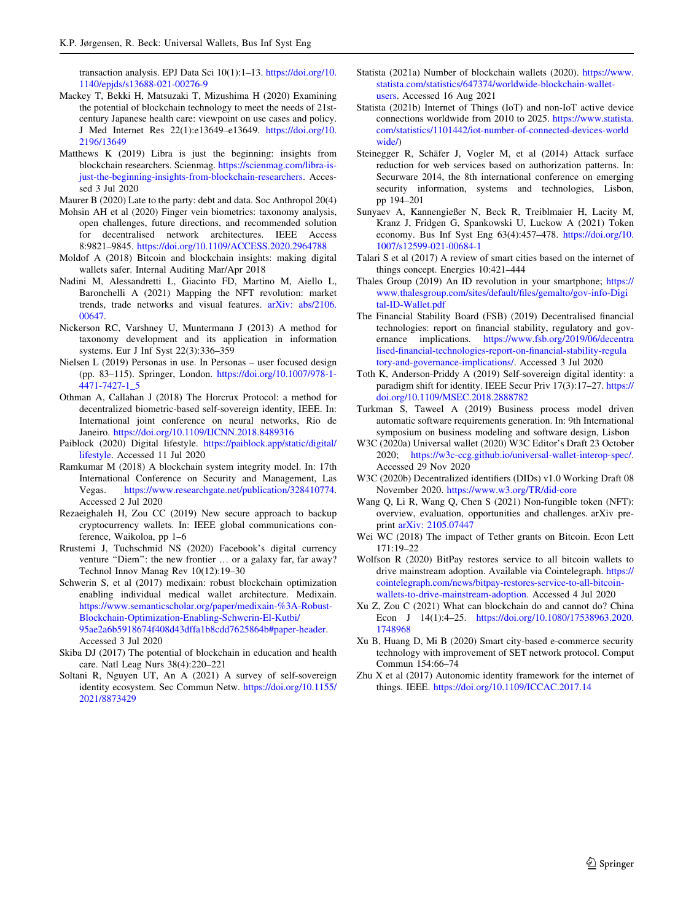transaction analysis. EPJ Data Sci 10(1):1–13. https://doi.org/10.1140/epjds/s13688-021-00276-9

Mackey T, Bekki H, Matsuzaki T, Mizushima H (2020) Examining the potential of blockchain technology to meet the needs of 21st-century Japanese health care: viewpoint on use cases and policy. J Med Internet Res 22(1):e13649–e13649. https://doi.org/10.2196/13649

Matthews K (2019) Libra is just the beginning: insights from blockchain researchers. Scienmag. https://scienmag.com/libra-is-just-the-beginning-insights-from-blockchain-researchers. Accessed 3 Jul 2020

Maurer B (2020) Late to the party: debt and data. Soc Anthropol 20(4)

Mohsin AH et al (2020) Finger vein biometrics: taxonomy analysis, open challenges, future directions, and recommended solution for decentralised network architectures. IEEE Access 8:9821–9845. https://doi.org/10.1109/ACCESS.2020.2964788

Moldof A (2018) Bitcoin and blockchain insights: making digital wallets safer. Internal Auditing Mar/Apr 2018

Nadini M, Alessandretti L, Giacinto FD, Martino M, Aiello L, Baronchelli A (2021) Mapping the NFT revolution: market trends, trade networks and visual features. arXiv: abs/2106.00647.

Nickerson RC, Varshney U, Muntermann J (2013) A method for taxonomy development and its application in information systems. Eur J Inf Syst 22(3):336–359

Nielsen L (2019) Personas in use. In Personas – user focused design (pp. 83–115). Springer, London. https://doi.org/10.1007/978-1-4471-7427-1_5

Othman A, Callahan J (2018) The Horcrux Protocol: a method for decentralized biometric-based self-sovereign identity, IEEE. In: International joint conference on neural networks, Rio de Janeiro. https://doi.org/10.1109/IJCNN.2018.8489316

Paiblock (2020) Digital lifestyle. https://paiblock.app/static/digital/lifestyle. Accessed 11 Jul 2020

Ramkumar M (2018) A blockchain system integrity model. In: 17th International Conference on Security and Management, Las Vegas. https://www.researchgate.net/publication/328410774. Accessed 2 Jul 2020

Rezaeighaleh H, Zou CC (2019) New secure approach to backup cryptocurrency wallets. In: IEEE global communications conference, Waikoloa, pp 1–6

Rrustemi J, Tuchschmid NS (2020) Facebook's digital currency venture "Diem": the new frontier … or a galaxy far, far away? Technol Innov Manag Rev 10(12):19–30

Schwerin S, et al (2017) medixain: robust blockchain optimization enabling individual medical wallet architecture. Medixain. https://www.semanticscholar.org/paper/medixain-%3A-Robust-Blockchain-Optimization-Enabling-Schwerin-El-Kutbi/95ae2a6b5918674f408d43dffa1b8cdd7625864b#paper-header. Accessed 3 Jul 2020

Skiba DJ (2017) The potential of blockchain in education and health care. Natl Leag Nurs 38(4):220–221

Soltani R, Nguyen UT, An A (2021) A survey of self-sovereign identity ecosystem. Sec Commun Netw. https://doi.org/10.1155/2021/8873429

Statista (2021a) Number of blockchain wallets (2020). https://www.statista.com/statistics/647374/worldwide-blockchain-wallet-users. Accessed 16 Aug 2021

Statista (2021b) Internet of Things (IoT) and non-IoT active device connections worldwide from 2010 to 2025. https://www.statista.com/statistics/1101442/iot-number-of-connected-devices-worldwide/)

Steinegger R, Schäfer J, Vogler M, et al (2014) Attack surface reduction for web services based on authorization patterns. In: Securware 2014, the 8th international conference on emerging security information, systems and technologies, Lisbon, pp 194–201

Sunyaev A, Kannengießer N, Beck R, Treiblmaier H, Lacity M, Kranz J, Fridgen G, Spankowski U, Luckow A (2021) Token economy. Bus Inf Syst Eng 63(4):457–478. https://doi.org/10.1007/s12599-021-00684-1

Talari S et al (2017) A review of smart cities based on the internet of things concept. Energies 10:421–444

Thales Group (2019) An ID revolution in your smartphone; https://www.thalesgroup.com/sites/default/files/gemalto/gov-info-Digital-ID-Wallet.pdf

The Financial Stability Board (FSB) (2019) Decentralised financial technologies: report on financial stability, regulatory and governance implications. https://www.fsb.org/2019/06/decentralised-financial-technologies-report-on-financial-stability-regulatory-and-governance-implications/. Accessed 3 Jul 2020

Toth K, Anderson-Priddy A (2019) Self-sovereign digital identity: a paradigm shift for identity. IEEE Secur Priv 17(3):17–27. https://doi.org/10.1109/MSEC.2018.2888782

Turkman S, Taweel A (2019) Business process model driven automatic software requirements generation. In: 9th International symposium on business modeling and software design, Lisbon

W3C (2020a) Universal wallet (2020) W3C Editor's Draft 23 October 2020; https://w3c-ccg.github.io/universal-wallet-interop-spec/. Accessed 29 Nov 2020

W3C (2020b) Decentralized identifiers (DIDs) v1.0 Working Draft 08 November 2020. https://www.w3.org/TR/did-core

Wang Q, Li R, Wang Q, Chen S (2021) Non-fungible token (NFT): overview, evaluation, opportunities and challenges. arXiv preprint arXiv: 2105.07447

Wei WC (2018) The impact of Tether grants on Bitcoin. Econ Lett 171:19–22

Wolfson R (2020) BitPay restores service to all bitcoin wallets to drive mainstream adoption. Available via Cointelegraph. https://cointelegraph.com/news/bitpay-restores-service-to-all-bitcoin-wallets-to-drive-mainstream-adoption. Accessed 4 Jul 2020

Xu Z, Zou C (2021) What can blockchain do and cannot do? China Econ J 14(1):4–25. https://doi.org/10.1080/17538963.2020.1748968

Xu B, Huang D, Mi B (2020) Smart city-based e-commerce security technology with improvement of SET network protocol. Comput Commun 154:66–74

Zhu X et al (2017) Autonomic identity framework for the internet of things. IEEE. https://doi.org/10.1109/ICCAC.2017.14